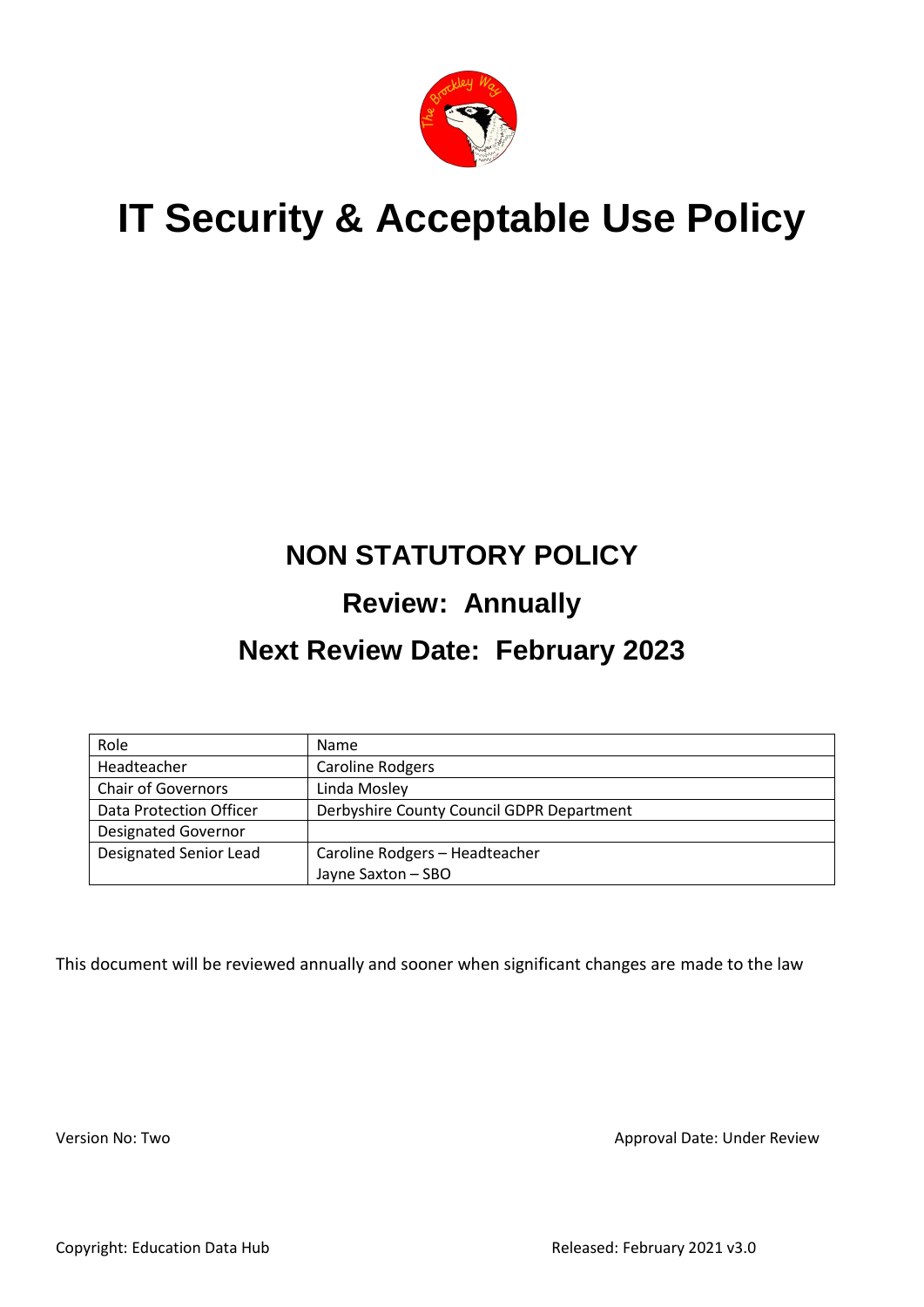# IT Security & Acceptable Use Policy

## NON STATUTORY POLICY

## Review: Annually

## Next Review Date: February 2023

| Role | Name |
| --- | --- |
| Headteacher | Caroline Rodgers |
| Chair of Governors | Linda Mosley |
| Data Protection Officer | Derbyshire County Council GDPR Department |
| Designated Governor | |
| Designated Senior Lead | Caroline Rodgers – Headteacher<br>Jayne Saxton – SBO |

This document will be reviewed annually and sooner when significant changes are made to the law

Version No: Two

Approval Date: Under Review

Copyright: Education Data Hub

Released: February 2021 v3.0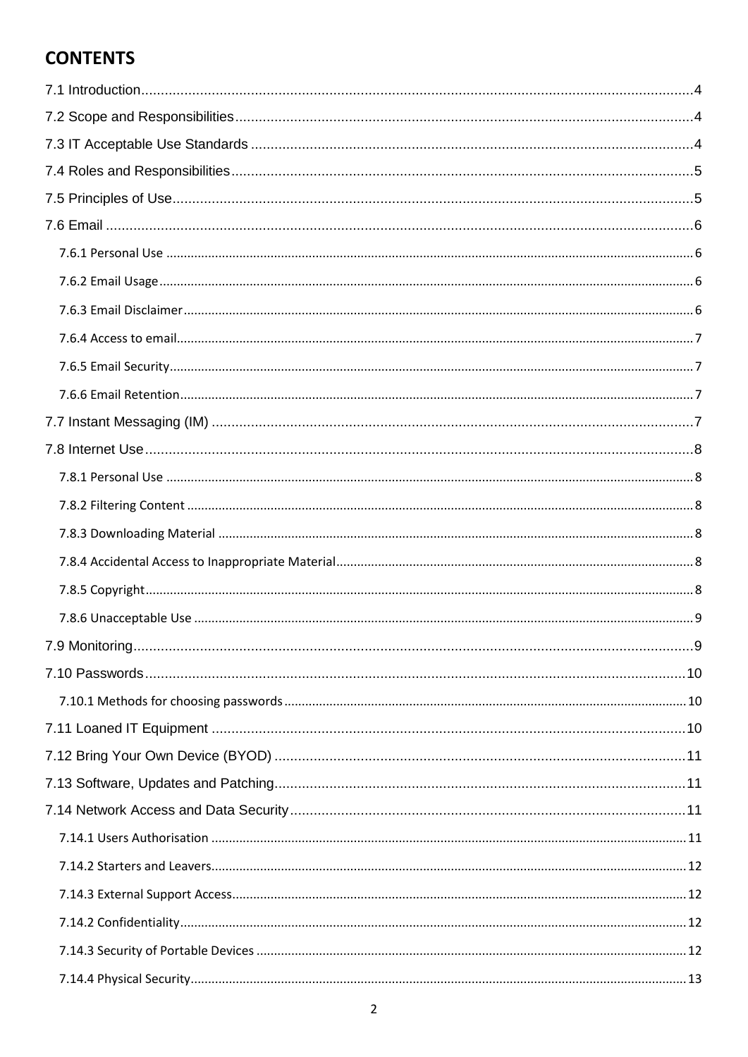# CONTENTS

7.1 Introduction....4

7.2 Scope and Responsibilities....4

7.3 IT Acceptable Use Standards....4

7.4 Roles and Responsibilities....5

7.5 Principles of Use....5

7.6 Email....6

- 7.6.1 Personal Use....6
- 7.6.2 Email Usage....6
- 7.6.3 Email Disclaimer....6
- 7.6.4 Access to email....7
- 7.6.5 Email Security....7
- 7.6.6 Email Retention....7

7.7 Instant Messaging (IM)....7

7.8 Internet Use....8

- 7.8.1 Personal Use....8
- 7.8.2 Filtering Content....8
- 7.8.3 Downloading Material....8
- 7.8.4 Accidental Access to Inappropriate Material....8
- 7.8.5 Copyright....8
- 7.8.6 Unacceptable Use....9

7.9 Monitoring....9

7.10 Passwords....10

- 7.10.1 Methods for choosing passwords....10

7.11 Loaned IT Equipment....10

7.12 Bring Your Own Device (BYOD)....11

7.13 Software, Updates and Patching....11

7.14 Network Access and Data Security....11

- 7.14.1 Users Authorisation....11
- 7.14.2 Starters and Leavers....12
- 7.14.3 External Support Access....12
- 7.14.2 Confidentiality....12
- 7.14.3 Security of Portable Devices....12
- 7.14.4 Physical Security....13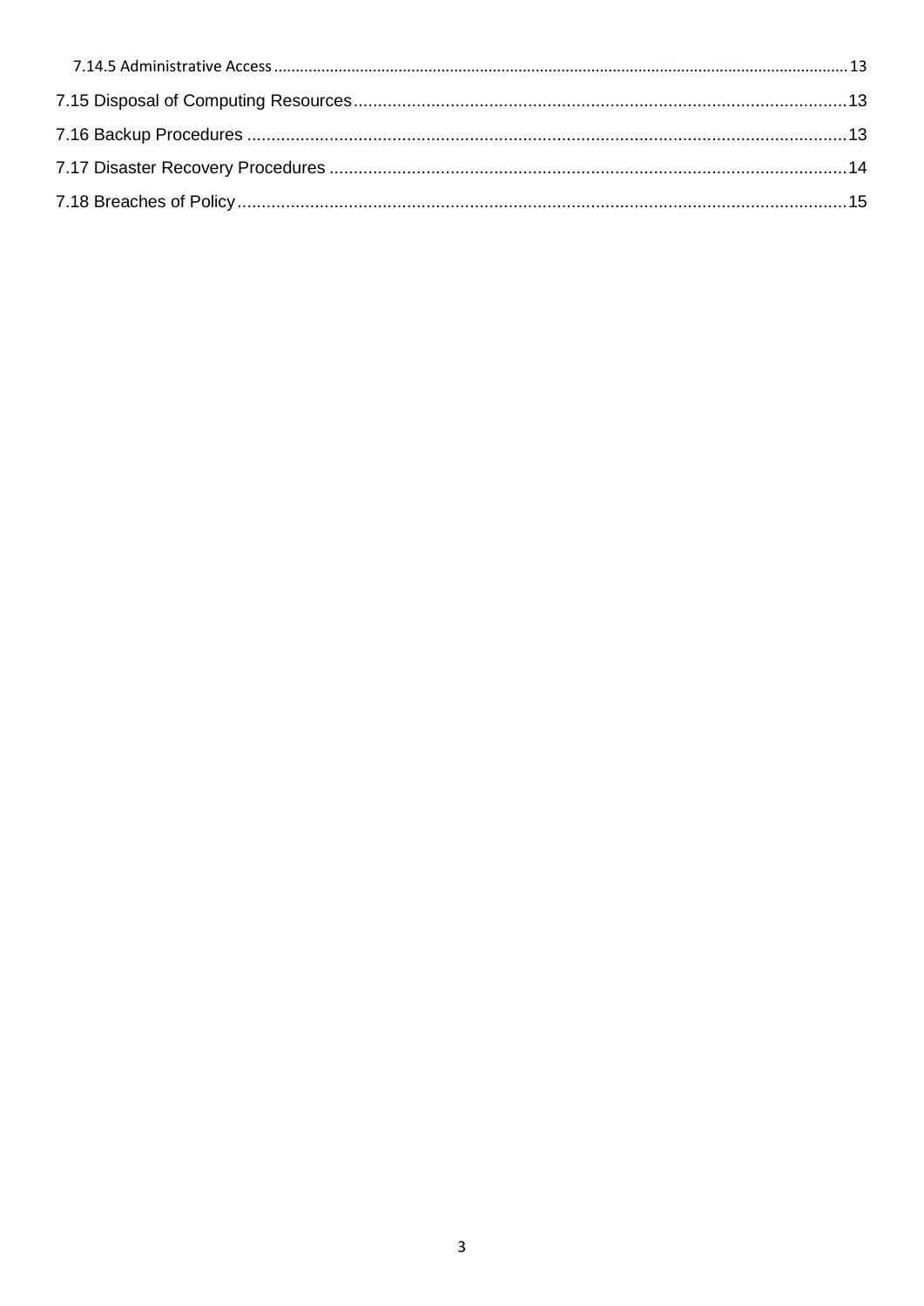7.14.5 Administrative Access ............................................................................................................................................ 13

7.15 Disposal of Computing Resources ........................................................................................................ 13

7.16 Backup Procedures ............................................................................................................................... 13

7.17 Disaster Recovery Procedures .............................................................................................................. 14

7.18 Breaches of Policy ................................................................................................................................ 15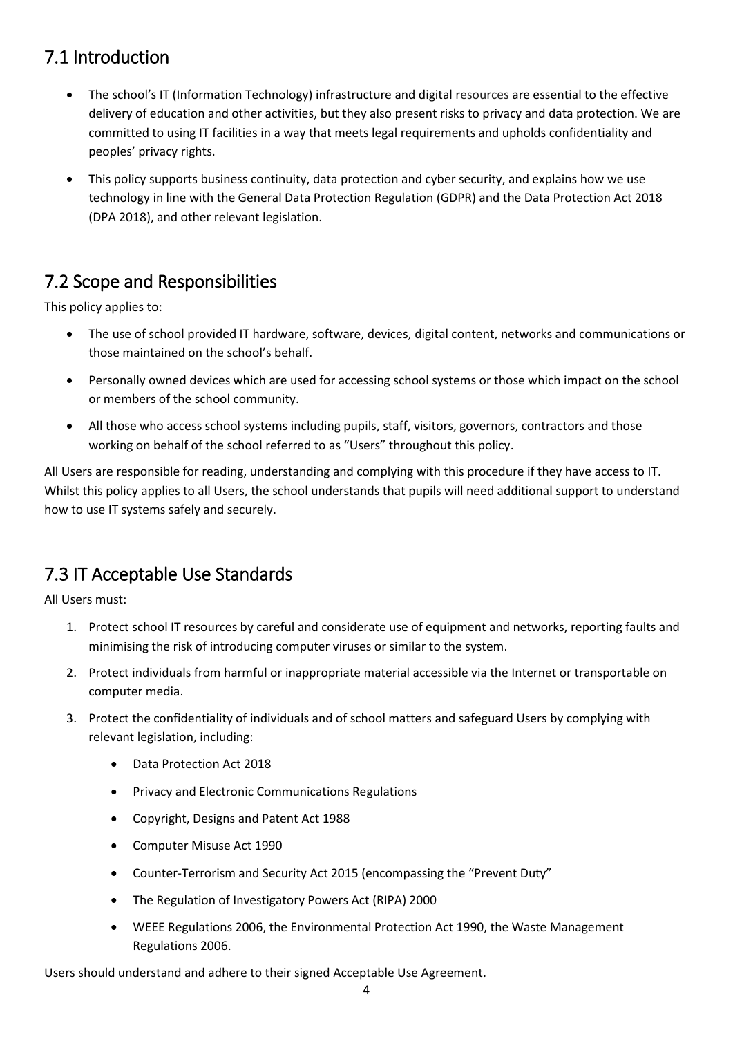## 7.1 Introduction

- The school's IT (Information Technology) infrastructure and digital resources are essential to the effective delivery of education and other activities, but they also present risks to privacy and data protection. We are committed to using IT facilities in a way that meets legal requirements and upholds confidentiality and peoples' privacy rights.
- This policy supports business continuity, data protection and cyber security, and explains how we use technology in line with the General Data Protection Regulation (GDPR) and the Data Protection Act 2018 (DPA 2018), and other relevant legislation.

## 7.2 Scope and Responsibilities

This policy applies to:

- The use of school provided IT hardware, software, devices, digital content, networks and communications or those maintained on the school's behalf.
- Personally owned devices which are used for accessing school systems or those which impact on the school or members of the school community.
- All those who access school systems including pupils, staff, visitors, governors, contractors and those working on behalf of the school referred to as "Users" throughout this policy.

All Users are responsible for reading, understanding and complying with this procedure if they have access to IT. Whilst this policy applies to all Users, the school understands that pupils will need additional support to understand how to use IT systems safely and securely.

## 7.3 IT Acceptable Use Standards

All Users must:

1. Protect school IT resources by careful and considerate use of equipment and networks, reporting faults and minimising the risk of introducing computer viruses or similar to the system.
2. Protect individuals from harmful or inappropriate material accessible via the Internet or transportable on computer media.
3. Protect the confidentiality of individuals and of school matters and safeguard Users by complying with relevant legislation, including:
   - Data Protection Act 2018
   - Privacy and Electronic Communications Regulations
   - Copyright, Designs and Patent Act 1988
   - Computer Misuse Act 1990
   - Counter-Terrorism and Security Act 2015 (encompassing the "Prevent Duty"
   - The Regulation of Investigatory Powers Act (RIPA) 2000
   - WEEE Regulations 2006, the Environmental Protection Act 1990, the Waste Management Regulations 2006.

Users should understand and adhere to their signed Acceptable Use Agreement.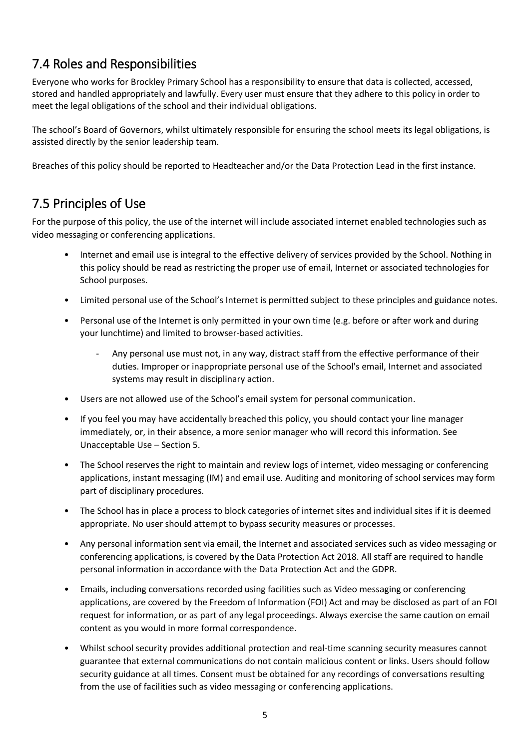## 7.4 Roles and Responsibilities

Everyone who works for Brockley Primary School has a responsibility to ensure that data is collected, accessed, stored and handled appropriately and lawfully. Every user must ensure that they adhere to this policy in order to meet the legal obligations of the school and their individual obligations.

The school's Board of Governors, whilst ultimately responsible for ensuring the school meets its legal obligations, is assisted directly by the senior leadership team.

Breaches of this policy should be reported to Headteacher and/or the Data Protection Lead in the first instance.

## 7.5 Principles of Use

For the purpose of this policy, the use of the internet will include associated internet enabled technologies such as video messaging or conferencing applications.

- Internet and email use is integral to the effective delivery of services provided by the School. Nothing in this policy should be read as restricting the proper use of email, Internet or associated technologies for School purposes.
- Limited personal use of the School's Internet is permitted subject to these principles and guidance notes.
- Personal use of the Internet is only permitted in your own time (e.g. before or after work and during your lunchtime) and limited to browser-based activities.
    - Any personal use must not, in any way, distract staff from the effective performance of their duties. Improper or inappropriate personal use of the School's email, Internet and associated systems may result in disciplinary action.
- Users are not allowed use of the School's email system for personal communication.
- If you feel you may have accidentally breached this policy, you should contact your line manager immediately, or, in their absence, a more senior manager who will record this information. See Unacceptable Use – Section 5.
- The School reserves the right to maintain and review logs of internet, video messaging or conferencing applications, instant messaging (IM) and email use. Auditing and monitoring of school services may form part of disciplinary procedures.
- The School has in place a process to block categories of internet sites and individual sites if it is deemed appropriate. No user should attempt to bypass security measures or processes.
- Any personal information sent via email, the Internet and associated services such as video messaging or conferencing applications, is covered by the Data Protection Act 2018. All staff are required to handle personal information in accordance with the Data Protection Act and the GDPR.
- Emails, including conversations recorded using facilities such as Video messaging or conferencing applications, are covered by the Freedom of Information (FOI) Act and may be disclosed as part of an FOI request for information, or as part of any legal proceedings. Always exercise the same caution on email content as you would in more formal correspondence.
- Whilst school security provides additional protection and real-time scanning security measures cannot guarantee that external communications do not contain malicious content or links. Users should follow security guidance at all times. Consent must be obtained for any recordings of conversations resulting from the use of facilities such as video messaging or conferencing applications.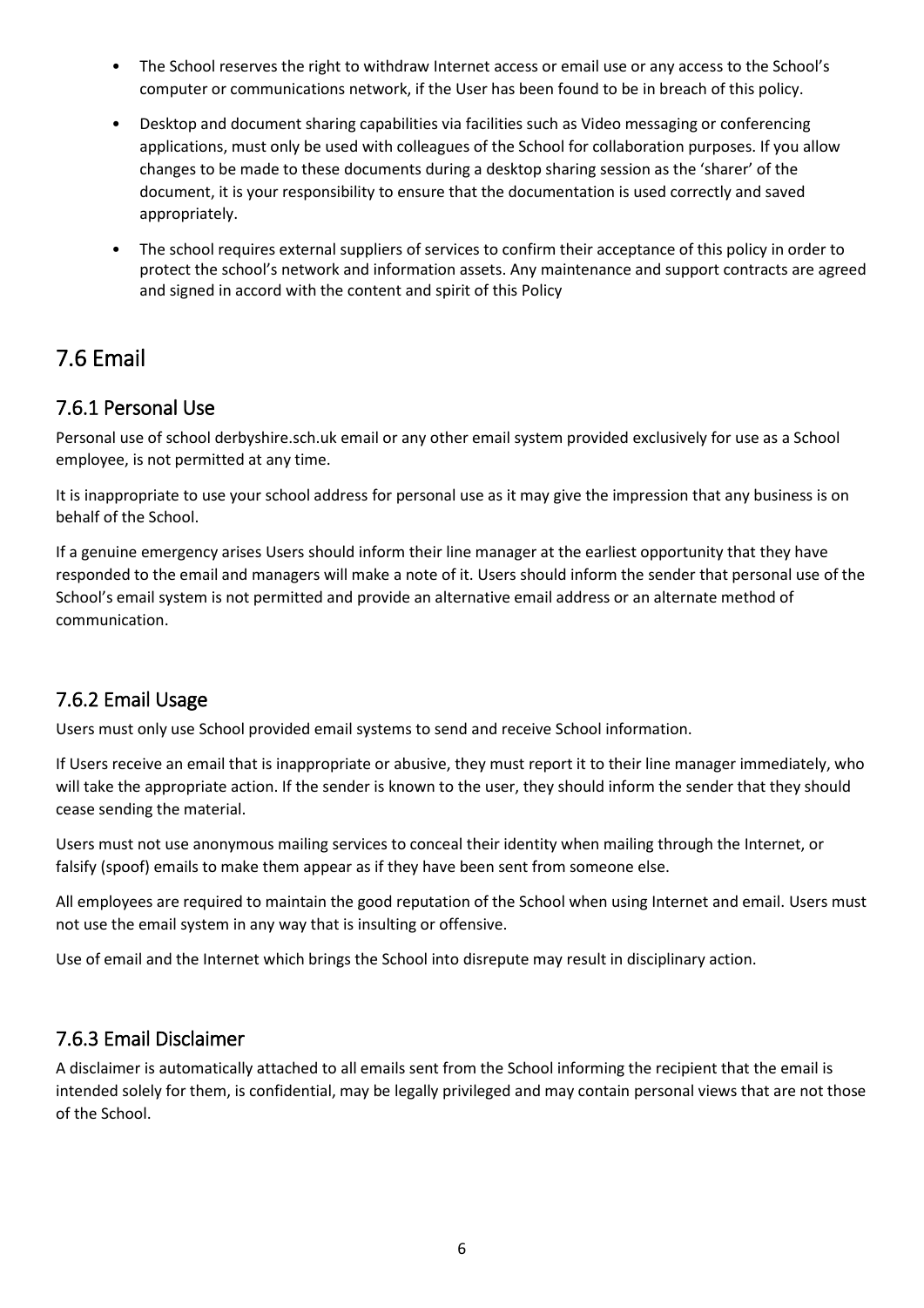- The School reserves the right to withdraw Internet access or email use or any access to the School's computer or communications network, if the User has been found to be in breach of this policy.
- Desktop and document sharing capabilities via facilities such as Video messaging or conferencing applications, must only be used with colleagues of the School for collaboration purposes. If you allow changes to be made to these documents during a desktop sharing session as the 'sharer' of the document, it is your responsibility to ensure that the documentation is used correctly and saved appropriately.
- The school requires external suppliers of services to confirm their acceptance of this policy in order to protect the school's network and information assets. Any maintenance and support contracts are agreed and signed in accord with the content and spirit of this Policy

## 7.6 Email

### 7.6.1 Personal Use

Personal use of school derbyshire.sch.uk email or any other email system provided exclusively for use as a School employee, is not permitted at any time.

It is inappropriate to use your school address for personal use as it may give the impression that any business is on behalf of the School.

If a genuine emergency arises Users should inform their line manager at the earliest opportunity that they have responded to the email and managers will make a note of it. Users should inform the sender that personal use of the School's email system is not permitted and provide an alternative email address or an alternate method of communication.

### 7.6.2 Email Usage

Users must only use School provided email systems to send and receive School information.

If Users receive an email that is inappropriate or abusive, they must report it to their line manager immediately, who will take the appropriate action. If the sender is known to the user, they should inform the sender that they should cease sending the material.

Users must not use anonymous mailing services to conceal their identity when mailing through the Internet, or falsify (spoof) emails to make them appear as if they have been sent from someone else.

All employees are required to maintain the good reputation of the School when using Internet and email. Users must not use the email system in any way that is insulting or offensive.

Use of email and the Internet which brings the School into disrepute may result in disciplinary action.

### 7.6.3 Email Disclaimer

A disclaimer is automatically attached to all emails sent from the School informing the recipient that the email is intended solely for them, is confidential, may be legally privileged and may contain personal views that are not those of the School.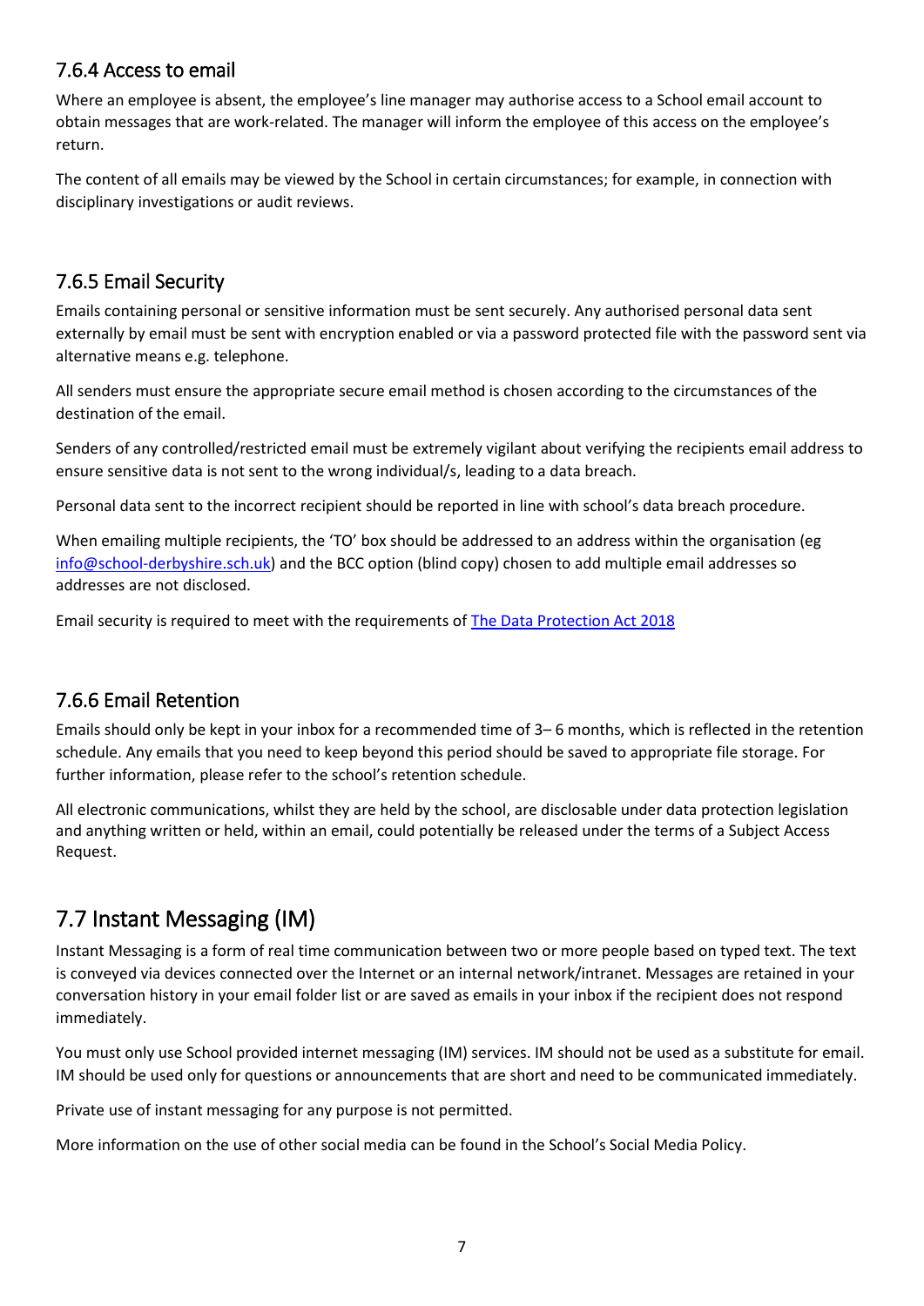### 7.6.4 Access to email

Where an employee is absent, the employee's line manager may authorise access to a School email account to obtain messages that are work-related. The manager will inform the employee of this access on the employee's return.

The content of all emails may be viewed by the School in certain circumstances; for example, in connection with disciplinary investigations or audit reviews.

### 7.6.5 Email Security

Emails containing personal or sensitive information must be sent securely. Any authorised personal data sent externally by email must be sent with encryption enabled or via a password protected file with the password sent via alternative means e.g. telephone.

All senders must ensure the appropriate secure email method is chosen according to the circumstances of the destination of the email.

Senders of any controlled/restricted email must be extremely vigilant about verifying the recipients email address to ensure sensitive data is not sent to the wrong individual/s, leading to a data breach.

Personal data sent to the incorrect recipient should be reported in line with school's data breach procedure.

When emailing multiple recipients, the 'TO' box should be addressed to an address within the organisation (eg [info@school-derbyshire.sch.uk](mailto:info@school-derbyshire.sch.uk)) and the BCC option (blind copy) chosen to add multiple email addresses so addresses are not disclosed.

Email security is required to meet with the requirements of [The Data Protection Act 2018]()

### 7.6.6 Email Retention

Emails should only be kept in your inbox for a recommended time of 3– 6 months, which is reflected in the retention schedule. Any emails that you need to keep beyond this period should be saved to appropriate file storage. For further information, please refer to the school's retention schedule.

All electronic communications, whilst they are held by the school, are disclosable under data protection legislation and anything written or held, within an email, could potentially be released under the terms of a Subject Access Request.

## 7.7 Instant Messaging (IM)

Instant Messaging is a form of real time communication between two or more people based on typed text. The text is conveyed via devices connected over the Internet or an internal network/intranet. Messages are retained in your conversation history in your email folder list or are saved as emails in your inbox if the recipient does not respond immediately.

You must only use School provided internet messaging (IM) services. IM should not be used as a substitute for email. IM should be used only for questions or announcements that are short and need to be communicated immediately.

Private use of instant messaging for any purpose is not permitted.

More information on the use of other social media can be found in the School's Social Media Policy.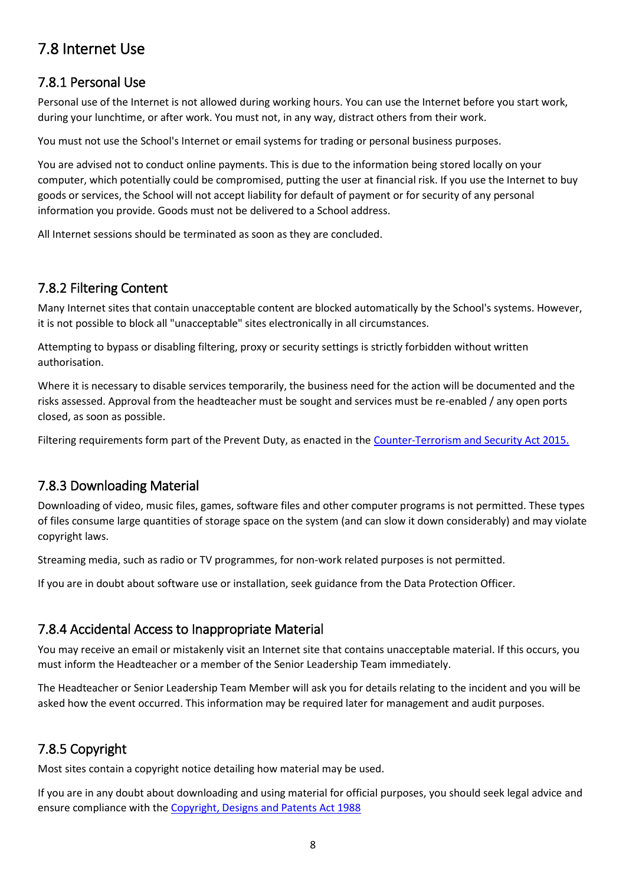## 7.8 Internet Use

### 7.8.1 Personal Use

Personal use of the Internet is not allowed during working hours. You can use the Internet before you start work, during your lunchtime, or after work. You must not, in any way, distract others from their work.

You must not use the School's Internet or email systems for trading or personal business purposes.

You are advised not to conduct online payments. This is due to the information being stored locally on your computer, which potentially could be compromised, putting the user at financial risk. If you use the Internet to buy goods or services, the School will not accept liability for default of payment or for security of any personal information you provide. Goods must not be delivered to a School address.

All Internet sessions should be terminated as soon as they are concluded.

### 7.8.2 Filtering Content

Many Internet sites that contain unacceptable content are blocked automatically by the School's systems. However, it is not possible to block all "unacceptable" sites electronically in all circumstances.

Attempting to bypass or disabling filtering, proxy or security settings is strictly forbidden without written authorisation.

Where it is necessary to disable services temporarily, the business need for the action will be documented and the risks assessed. Approval from the headteacher must be sought and services must be re-enabled / any open ports closed, as soon as possible.

Filtering requirements form part of the Prevent Duty, as enacted in the Counter-Terrorism and Security Act 2015.

### 7.8.3 Downloading Material

Downloading of video, music files, games, software files and other computer programs is not permitted. These types of files consume large quantities of storage space on the system (and can slow it down considerably) and may violate copyright laws.

Streaming media, such as radio or TV programmes, for non-work related purposes is not permitted.

If you are in doubt about software use or installation, seek guidance from the Data Protection Officer.

### 7.8.4 Accidental Access to Inappropriate Material

You may receive an email or mistakenly visit an Internet site that contains unacceptable material. If this occurs, you must inform the Headteacher or a member of the Senior Leadership Team immediately.

The Headteacher or Senior Leadership Team Member will ask you for details relating to the incident and you will be asked how the event occurred. This information may be required later for management and audit purposes.

### 7.8.5 Copyright

Most sites contain a copyright notice detailing how material may be used.

If you are in any doubt about downloading and using material for official purposes, you should seek legal advice and ensure compliance with the Copyright, Designs and Patents Act 1988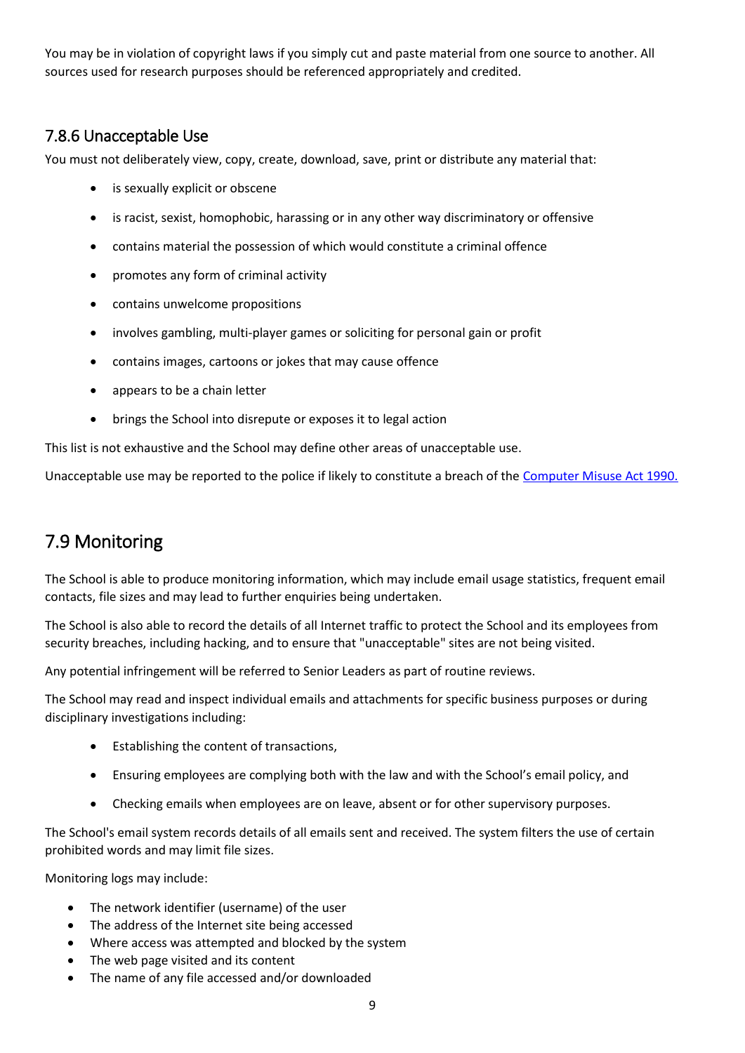You may be in violation of copyright laws if you simply cut and paste material from one source to another. All sources used for research purposes should be referenced appropriately and credited.

### 7.8.6 Unacceptable Use

You must not deliberately view, copy, create, download, save, print or distribute any material that:

- is sexually explicit or obscene
- is racist, sexist, homophobic, harassing or in any other way discriminatory or offensive
- contains material the possession of which would constitute a criminal offence
- promotes any form of criminal activity
- contains unwelcome propositions
- involves gambling, multi-player games or soliciting for personal gain or profit
- contains images, cartoons or jokes that may cause offence
- appears to be a chain letter
- brings the School into disrepute or exposes it to legal action

This list is not exhaustive and the School may define other areas of unacceptable use.

Unacceptable use may be reported to the police if likely to constitute a breach of the Computer Misuse Act 1990.

## 7.9 Monitoring

The School is able to produce monitoring information, which may include email usage statistics, frequent email contacts, file sizes and may lead to further enquiries being undertaken.

The School is also able to record the details of all Internet traffic to protect the School and its employees from security breaches, including hacking, and to ensure that "unacceptable" sites are not being visited.

Any potential infringement will be referred to Senior Leaders as part of routine reviews.

The School may read and inspect individual emails and attachments for specific business purposes or during disciplinary investigations including:

- Establishing the content of transactions,
- Ensuring employees are complying both with the law and with the School's email policy, and
- Checking emails when employees are on leave, absent or for other supervisory purposes.

The School's email system records details of all emails sent and received. The system filters the use of certain prohibited words and may limit file sizes.

Monitoring logs may include:

- The network identifier (username) of the user
- The address of the Internet site being accessed
- Where access was attempted and blocked by the system
- The web page visited and its content
- The name of any file accessed and/or downloaded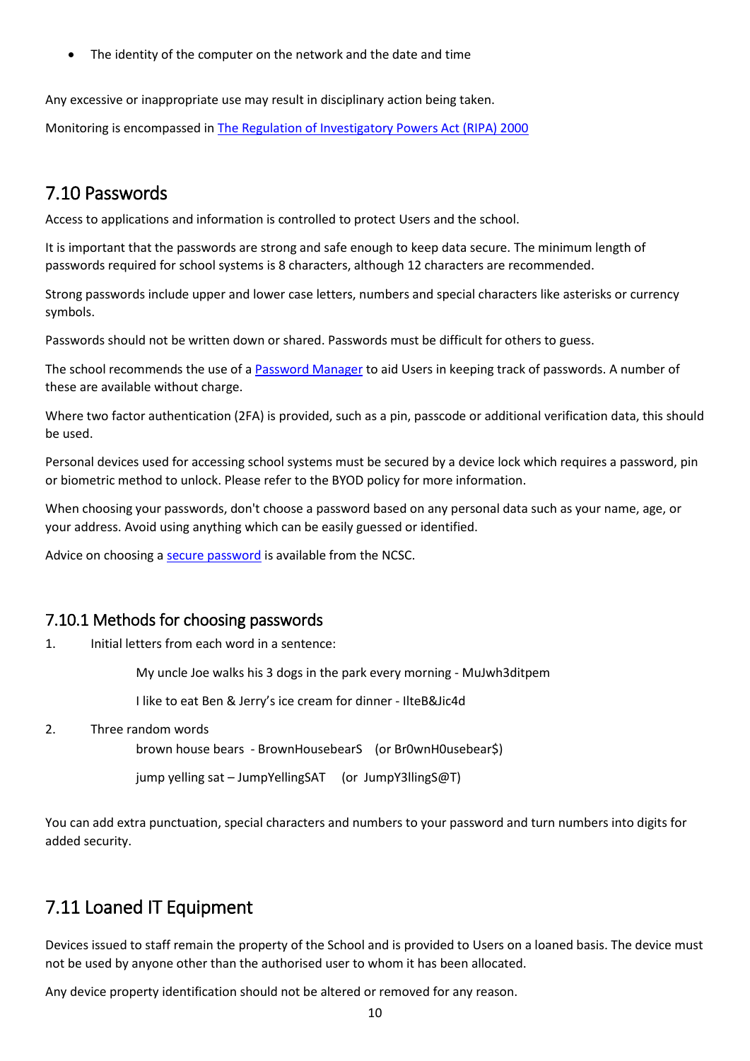- The identity of the computer on the network and the date and time

Any excessive or inappropriate use may result in disciplinary action being taken.

Monitoring is encompassed in [The Regulation of Investigatory Powers Act (RIPA) 2000]

## 7.10 Passwords

Access to applications and information is controlled to protect Users and the school.

It is important that the passwords are strong and safe enough to keep data secure. The minimum length of passwords required for school systems is 8 characters, although 12 characters are recommended.

Strong passwords include upper and lower case letters, numbers and special characters like asterisks or currency symbols.

Passwords should not be written down or shared. Passwords must be difficult for others to guess.

The school recommends the use of a [Password Manager] to aid Users in keeping track of passwords. A number of these are available without charge.

Where two factor authentication (2FA) is provided, such as a pin, passcode or additional verification data, this should be used.

Personal devices used for accessing school systems must be secured by a device lock which requires a password, pin or biometric method to unlock. Please refer to the BYOD policy for more information.

When choosing your passwords, don't choose a password based on any personal data such as your name, age, or your address. Avoid using anything which can be easily guessed or identified.

Advice on choosing a [secure password] is available from the NCSC.

### 7.10.1 Methods for choosing passwords

1. Initial letters from each word in a sentence:

    My uncle Joe walks his 3 dogs in the park every morning - MuJwh3ditpem

    I like to eat Ben & Jerry's ice cream for dinner - IlteB&Jic4d

2. Three random words

    brown house bears - BrownHousebearS (or Br0wnH0usebear$)

    jump yelling sat – JumpYellingSAT (or JumpY3llingS@T)

You can add extra punctuation, special characters and numbers to your password and turn numbers into digits for added security.

## 7.11 Loaned IT Equipment

Devices issued to staff remain the property of the School and is provided to Users on a loaned basis. The device must not be used by anyone other than the authorised user to whom it has been allocated.

Any device property identification should not be altered or removed for any reason.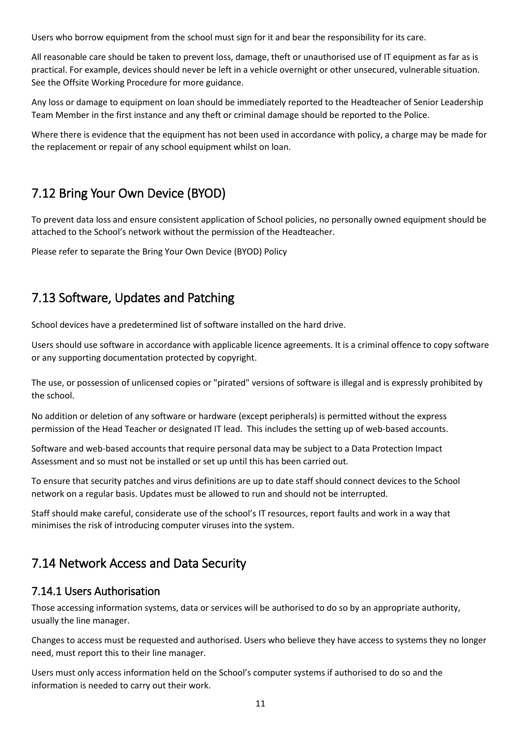Users who borrow equipment from the school must sign for it and bear the responsibility for its care.

All reasonable care should be taken to prevent loss, damage, theft or unauthorised use of IT equipment as far as is practical. For example, devices should never be left in a vehicle overnight or other unsecured, vulnerable situation. See the Offsite Working Procedure for more guidance.

Any loss or damage to equipment on loan should be immediately reported to the Headteacher of Senior Leadership Team Member in the first instance and any theft or criminal damage should be reported to the Police.

Where there is evidence that the equipment has not been used in accordance with policy, a charge may be made for the replacement or repair of any school equipment whilst on loan.

## 7.12 Bring Your Own Device (BYOD)

To prevent data loss and ensure consistent application of School policies, no personally owned equipment should be attached to the School's network without the permission of the Headteacher.

Please refer to separate the Bring Your Own Device (BYOD) Policy

## 7.13 Software, Updates and Patching

School devices have a predetermined list of software installed on the hard drive.

Users should use software in accordance with applicable licence agreements. It is a criminal offence to copy software or any supporting documentation protected by copyright.

The use, or possession of unlicensed copies or "pirated" versions of software is illegal and is expressly prohibited by the school.

No addition or deletion of any software or hardware (except peripherals) is permitted without the express permission of the Head Teacher or designated IT lead. This includes the setting up of web-based accounts.

Software and web-based accounts that require personal data may be subject to a Data Protection Impact Assessment and so must not be installed or set up until this has been carried out.

To ensure that security patches and virus definitions are up to date staff should connect devices to the School network on a regular basis. Updates must be allowed to run and should not be interrupted.

Staff should make careful, considerate use of the school's IT resources, report faults and work in a way that minimises the risk of introducing computer viruses into the system.

## 7.14 Network Access and Data Security

### 7.14.1 Users Authorisation

Those accessing information systems, data or services will be authorised to do so by an appropriate authority, usually the line manager.

Changes to access must be requested and authorised. Users who believe they have access to systems they no longer need, must report this to their line manager.

Users must only access information held on the School's computer systems if authorised to do so and the information is needed to carry out their work.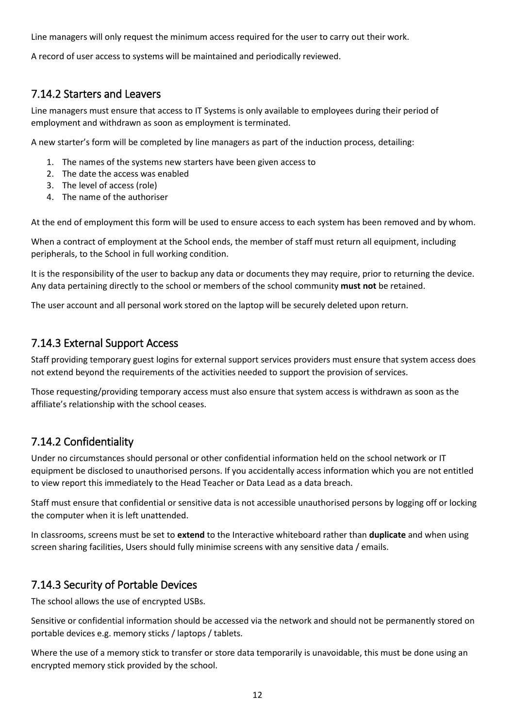Line managers will only request the minimum access required for the user to carry out their work.

A record of user access to systems will be maintained and periodically reviewed.

## 7.14.2 Starters and Leavers

Line managers must ensure that access to IT Systems is only available to employees during their period of employment and withdrawn as soon as employment is terminated.

A new starter's form will be completed by line managers as part of the induction process, detailing:

1. The names of the systems new starters have been given access to
2. The date the access was enabled
3. The level of access (role)
4. The name of the authoriser

At the end of employment this form will be used to ensure access to each system has been removed and by whom.

When a contract of employment at the School ends, the member of staff must return all equipment, including peripherals, to the School in full working condition.

It is the responsibility of the user to backup any data or documents they may require, prior to returning the device. Any data pertaining directly to the school or members of the school community **must not** be retained.

The user account and all personal work stored on the laptop will be securely deleted upon return.

## 7.14.3 External Support Access

Staff providing temporary guest logins for external support services providers must ensure that system access does not extend beyond the requirements of the activities needed to support the provision of services.

Those requesting/providing temporary access must also ensure that system access is withdrawn as soon as the affiliate's relationship with the school ceases.

## 7.14.2 Confidentiality

Under no circumstances should personal or other confidential information held on the school network or IT equipment be disclosed to unauthorised persons. If you accidentally access information which you are not entitled to view report this immediately to the Head Teacher or Data Lead as a data breach.

Staff must ensure that confidential or sensitive data is not accessible unauthorised persons by logging off or locking the computer when it is left unattended.

In classrooms, screens must be set to **extend** to the Interactive whiteboard rather than **duplicate** and when using screen sharing facilities, Users should fully minimise screens with any sensitive data / emails.

## 7.14.3 Security of Portable Devices

The school allows the use of encrypted USBs.

Sensitive or confidential information should be accessed via the network and should not be permanently stored on portable devices e.g. memory sticks / laptops / tablets.

Where the use of a memory stick to transfer or store data temporarily is unavoidable, this must be done using an encrypted memory stick provided by the school.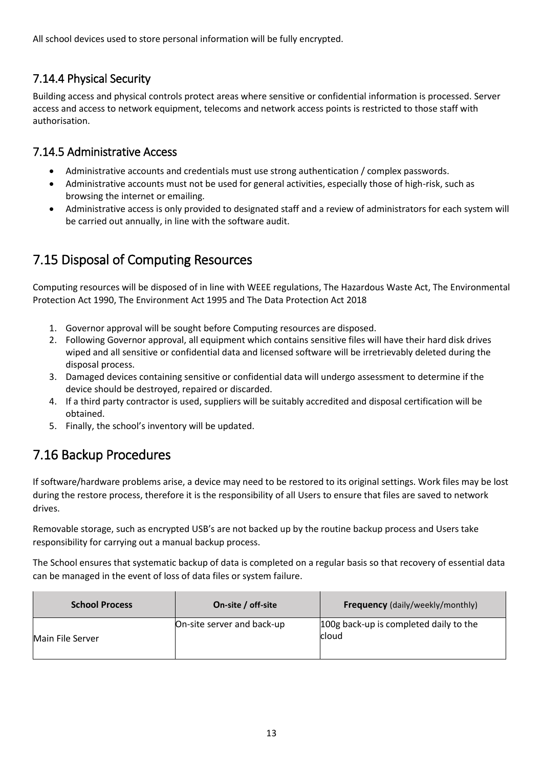All school devices used to store personal information will be fully encrypted.

### 7.14.4 Physical Security

Building access and physical controls protect areas where sensitive or confidential information is processed. Server access and access to network equipment, telecoms and network access points is restricted to those staff with authorisation.

### 7.14.5 Administrative Access

- Administrative accounts and credentials must use strong authentication / complex passwords.
- Administrative accounts must not be used for general activities, especially those of high-risk, such as browsing the internet or emailing.
- Administrative access is only provided to designated staff and a review of administrators for each system will be carried out annually, in line with the software audit.

## 7.15 Disposal of Computing Resources

Computing resources will be disposed of in line with WEEE regulations, The Hazardous Waste Act, The Environmental Protection Act 1990, The Environment Act 1995 and The Data Protection Act 2018

1. Governor approval will be sought before Computing resources are disposed.
2. Following Governor approval, all equipment which contains sensitive files will have their hard disk drives wiped and all sensitive or confidential data and licensed software will be irretrievably deleted during the disposal process.
3. Damaged devices containing sensitive or confidential data will undergo assessment to determine if the device should be destroyed, repaired or discarded.
4. If a third party contractor is used, suppliers will be suitably accredited and disposal certification will be obtained.
5. Finally, the school's inventory will be updated.

## 7.16 Backup Procedures

If software/hardware problems arise, a device may need to be restored to its original settings. Work files may be lost during the restore process, therefore it is the responsibility of all Users to ensure that files are saved to network drives.

Removable storage, such as encrypted USB's are not backed up by the routine backup process and Users take responsibility for carrying out a manual backup process.

The School ensures that systematic backup of data is completed on a regular basis so that recovery of essential data can be managed in the event of loss of data files or system failure.

| **School Process** | **On-site / off-site** | **Frequency** (daily/weekly/monthly) |
|---|---|---|
| Main File Server | On-site server and back-up | 100g back-up is completed daily to the cloud |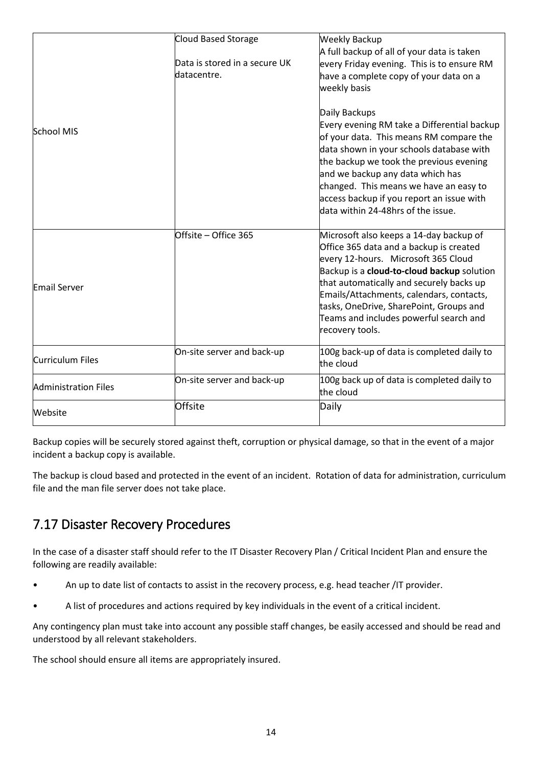| | | |
|---|---|---|
| School MIS | Cloud Based Storage<br><br>Data is stored in a secure UK datacentre. | Weekly Backup<br>A full backup of all of your data is taken every Friday evening. This is to ensure RM have a complete copy of your data on a weekly basis<br><br>Daily Backups<br>Every evening RM take a Differential backup of your data. This means RM compare the data shown in your schools database with the backup we took the previous evening and we backup any data which has changed. This means we have an easy to access backup if you report an issue with data within 24-48hrs of the issue. |
| Email Server | Offsite – Office 365 | Microsoft also keeps a 14-day backup of Office 365 data and a backup is created every 12-hours. Microsoft 365 Cloud Backup is a **cloud-to-cloud backup** solution that automatically and securely backs up Emails/Attachments, calendars, contacts, tasks, OneDrive, SharePoint, Groups and Teams and includes powerful search and recovery tools. |
| Curriculum Files | On-site server and back-up | 100g back-up of data is completed daily to the cloud |
| Administration Files | On-site server and back-up | 100g back up of data is completed daily to the cloud |
| Website | Offsite | Daily |

Backup copies will be securely stored against theft, corruption or physical damage, so that in the event of a major incident a backup copy is available.

The backup is cloud based and protected in the event of an incident. Rotation of data for administration, curriculum file and the man file server does not take place.

## 7.17 Disaster Recovery Procedures

In the case of a disaster staff should refer to the IT Disaster Recovery Plan / Critical Incident Plan and ensure the following are readily available:

- An up to date list of contacts to assist in the recovery process, e.g. head teacher /IT provider.
- A list of procedures and actions required by key individuals in the event of a critical incident.

Any contingency plan must take into account any possible staff changes, be easily accessed and should be read and understood by all relevant stakeholders.

The school should ensure all items are appropriately insured.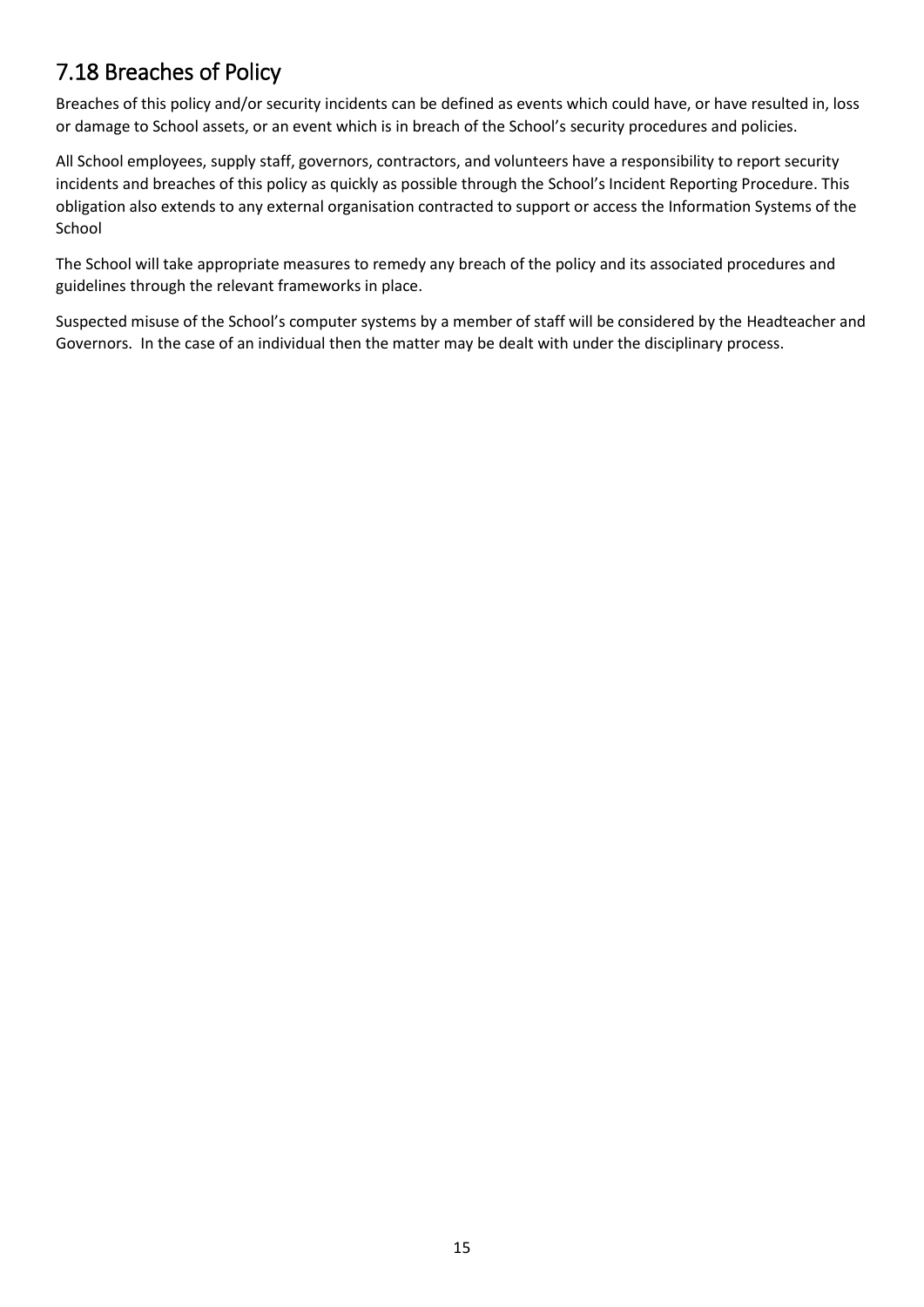## 7.18 Breaches of Policy

Breaches of this policy and/or security incidents can be defined as events which could have, or have resulted in, loss or damage to School assets, or an event which is in breach of the School's security procedures and policies.

All School employees, supply staff, governors, contractors, and volunteers have a responsibility to report security incidents and breaches of this policy as quickly as possible through the School's Incident Reporting Procedure. This obligation also extends to any external organisation contracted to support or access the Information Systems of the School

The School will take appropriate measures to remedy any breach of the policy and its associated procedures and guidelines through the relevant frameworks in place.

Suspected misuse of the School's computer systems by a member of staff will be considered by the Headteacher and Governors. In the case of an individual then the matter may be dealt with under the disciplinary process.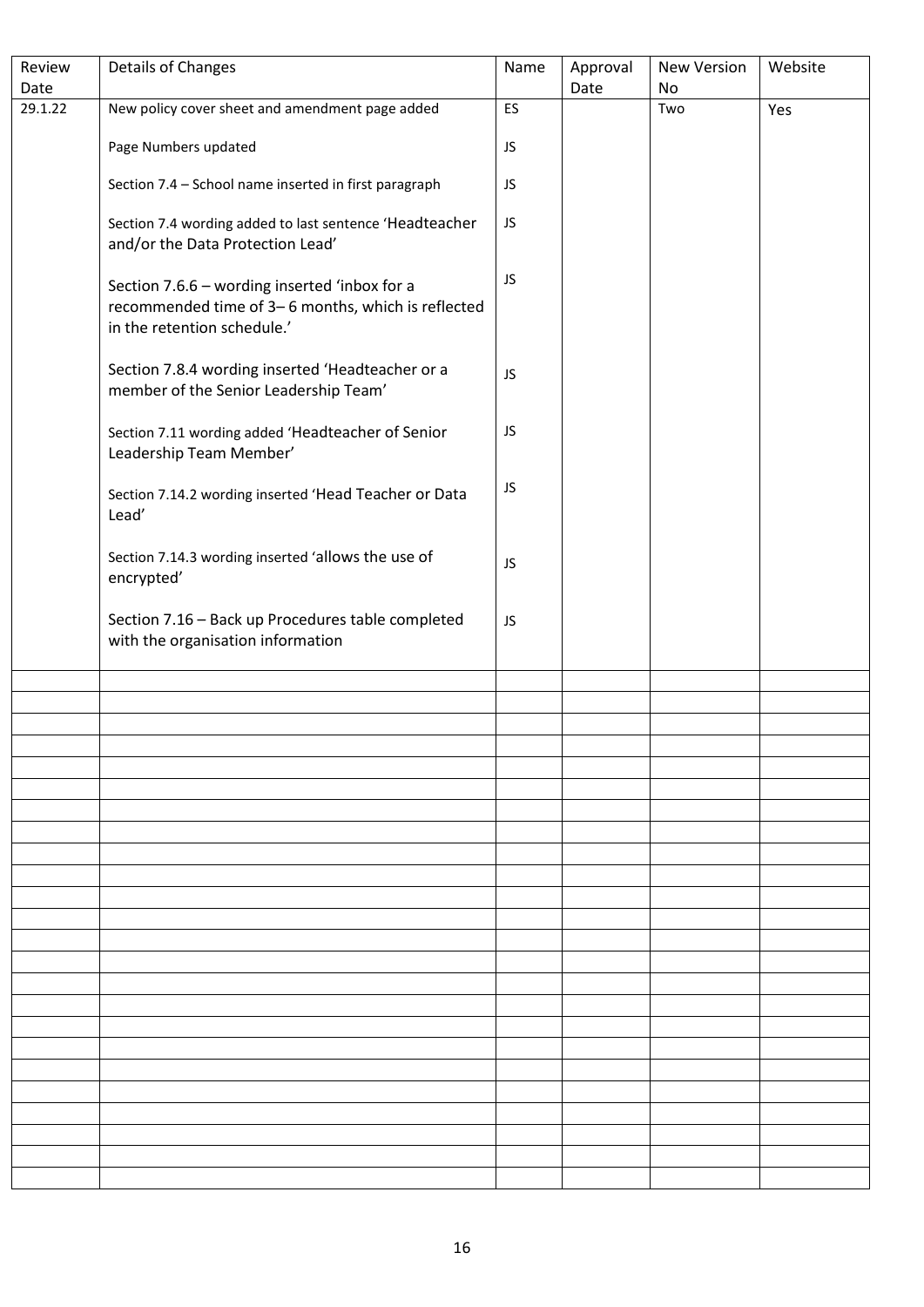| Review Date | Details of Changes | Name | Approval Date | New Version No | Website |
|---|---|---|---|---|---|
| 29.1.22 | New policy cover sheet and amendment page added | ES | | Two | Yes |
| | Page Numbers updated | JS | | | |
| | Section 7.4 – School name inserted in first paragraph | JS | | | |
| | Section 7.4 wording added to last sentence 'Headteacher and/or the Data Protection Lead' | JS | | | |
| | Section 7.6.6 – wording inserted 'inbox for a recommended time of 3– 6 months, which is reflected in the retention schedule.' | JS | | | |
| | Section 7.8.4 wording inserted 'Headteacher or a member of the Senior Leadership Team' | JS | | | |
| | Section 7.11 wording added 'Headteacher of Senior Leadership Team Member' | JS | | | |
| | Section 7.14.2 wording inserted 'Head Teacher or Data Lead' | JS | | | |
| | Section 7.14.3 wording inserted 'allows the use of encrypted' | JS | | | |
| | Section 7.16 – Back up Procedures table completed with the organisation information | JS | | | |
| | | | | | |
| | | | | | |
| | | | | | |
| | | | | | |
| | | | | | |
| | | | | | |
| | | | | | |
| | | | | | |
| | | | | | |
| | | | | | |
| | | | | | |
| | | | | | |
| | | | | | |
| | | | | | |
| | | | | | |
| | | | | | |
| | | | | | |
| | | | | | |
| | | | | | |
| | | | | | |
| | | | | | |
| | | | | | |
| | | | | | |
| | | | | | |